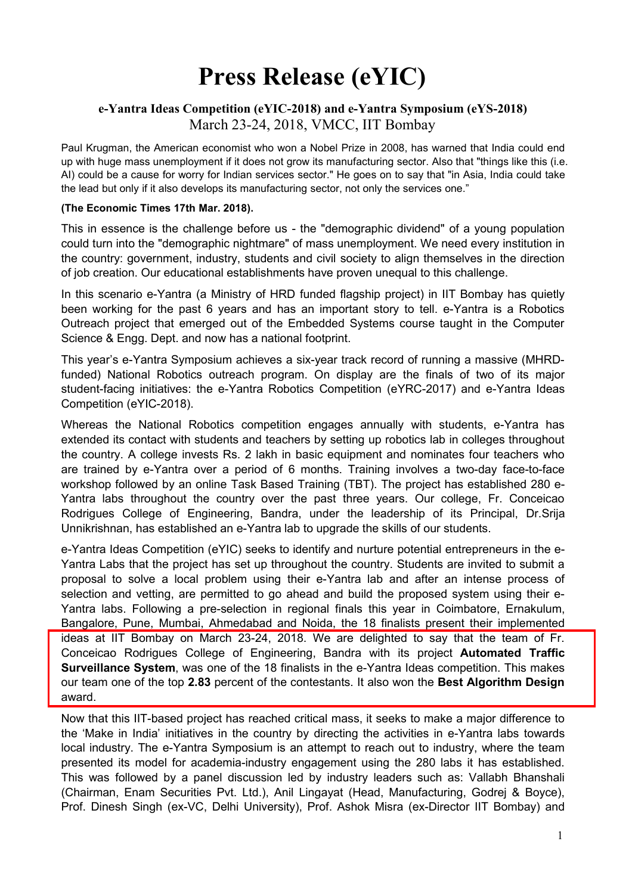# Press Release (eYIC)

**e-Yantra Ideas Competition (eYIC-2018) and e-Yantra Symposium (eYS-2018)**
March 23-24, 2018, VMCC, IIT Bombay

Paul Krugman, the American economist who won a Nobel Prize in 2008, has warned that India could end up with huge mass unemployment if it does not grow its manufacturing sector. Also that "things like this (i.e. AI) could be a cause for worry for Indian services sector." He goes on to say that "in Asia, India could take the lead but only if it also develops its manufacturing sector, not only the services one."

**(The Economic Times 17th Mar. 2018).**

This in essence is the challenge before us - the "demographic dividend" of a young population could turn into the "demographic nightmare" of mass unemployment. We need every institution in the country: government, industry, students and civil society to align themselves in the direction of job creation. Our educational establishments have proven unequal to this challenge.

In this scenario e-Yantra (a Ministry of HRD funded flagship project) in IIT Bombay has quietly been working for the past 6 years and has an important story to tell. e-Yantra is a Robotics Outreach project that emerged out of the Embedded Systems course taught in the Computer Science & Engg. Dept. and now has a national footprint.

This year's e-Yantra Symposium achieves a six-year track record of running a massive (MHRD-funded) National Robotics outreach program. On display are the finals of two of its major student-facing initiatives: the e-Yantra Robotics Competition (eYRC-2017) and e-Yantra Ideas Competition (eYIC-2018).

Whereas the National Robotics competition engages annually with students, e-Yantra has extended its contact with students and teachers by setting up robotics lab in colleges throughout the country. A college invests Rs. 2 lakh in basic equipment and nominates four teachers who are trained by e-Yantra over a period of 6 months. Training involves a two-day face-to-face workshop followed by an online Task Based Training (TBT). The project has established 280 e-Yantra labs throughout the country over the past three years. Our college, Fr. Conceicao Rodrigues College of Engineering, Bandra, under the leadership of its Principal, Dr.Srija Unnikrishnan, has established an e-Yantra lab to upgrade the skills of our students.

e-Yantra Ideas Competition (eYIC) seeks to identify and nurture potential entrepreneurs in the e-Yantra Labs that the project has set up throughout the country. Students are invited to submit a proposal to solve a local problem using their e-Yantra lab and after an intense process of selection and vetting, are permitted to go ahead and build the proposed system using their e-Yantra labs. Following a pre-selection in regional finals this year in Coimbatore, Ernakulam, Bangalore, Pune, Mumbai, Ahmedabad and Noida, the 18 finalists present their implemented ideas at IIT Bombay on March 23-24, 2018. We are delighted to say that the team of Fr. Conceicao Rodrigues College of Engineering, Bandra with its project **Automated Traffic Surveillance System**, was one of the 18 finalists in the e-Yantra Ideas competition. This makes our team one of the top **2.83** percent of the contestants. It also won the **Best Algorithm Design** award.

Now that this IIT-based project has reached critical mass, it seeks to make a major difference to the 'Make in India' initiatives in the country by directing the activities in e-Yantra labs towards local industry. The e-Yantra Symposium is an attempt to reach out to industry, where the team presented its model for academia-industry engagement using the 280 labs it has established. This was followed by a panel discussion led by industry leaders such as: Vallabh Bhanshali (Chairman, Enam Securities Pvt. Ltd.), Anil Lingayat (Head, Manufacturing, Godrej & Boyce), Prof. Dinesh Singh (ex-VC, Delhi University), Prof. Ashok Misra (ex-Director IIT Bombay) and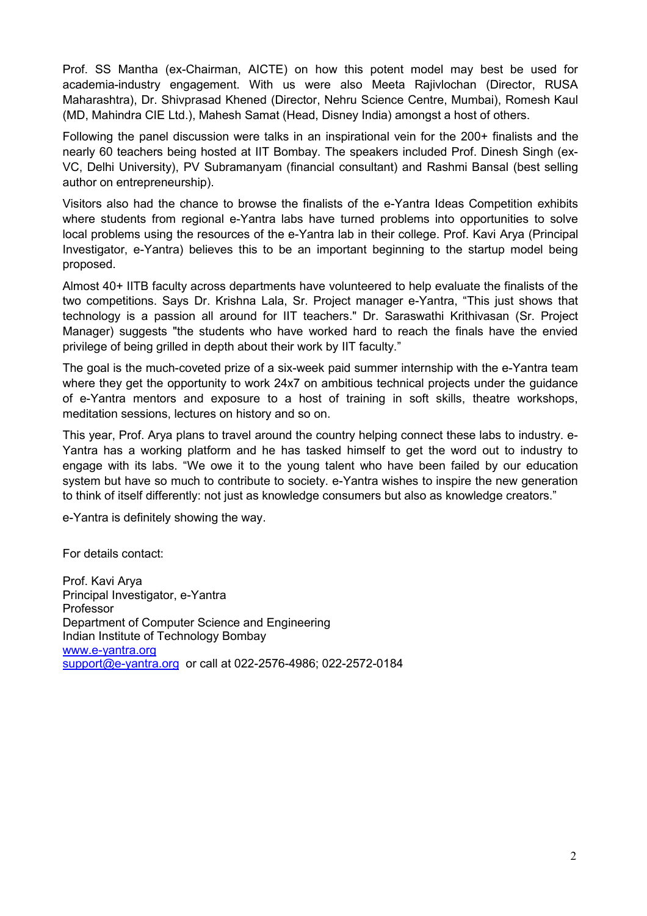Prof. SS Mantha (ex-Chairman, AICTE) on how this potent model may best be used for academia-industry engagement. With us were also Meeta Rajivlochan (Director, RUSA Maharashtra), Dr. Shivprasad Khened (Director, Nehru Science Centre, Mumbai), Romesh Kaul (MD, Mahindra CIE Ltd.), Mahesh Samat (Head, Disney India) amongst a host of others.

Following the panel discussion were talks in an inspirational vein for the 200+ finalists and the nearly 60 teachers being hosted at IIT Bombay. The speakers included Prof. Dinesh Singh (ex-VC, Delhi University), PV Subramanyam (financial consultant) and Rashmi Bansal (best selling author on entrepreneurship).

Visitors also had the chance to browse the finalists of the e-Yantra Ideas Competition exhibits where students from regional e-Yantra labs have turned problems into opportunities to solve local problems using the resources of the e-Yantra lab in their college. Prof. Kavi Arya (Principal Investigator, e-Yantra) believes this to be an important beginning to the startup model being proposed.

Almost 40+ IITB faculty across departments have volunteered to help evaluate the finalists of the two competitions. Says Dr. Krishna Lala, Sr. Project manager e-Yantra, "This just shows that technology is a passion all around for IIT teachers." Dr. Saraswathi Krithivasan (Sr. Project Manager) suggests "the students who have worked hard to reach the finals have the envied privilege of being grilled in depth about their work by IIT faculty."

The goal is the much-coveted prize of a six-week paid summer internship with the e-Yantra team where they get the opportunity to work 24x7 on ambitious technical projects under the guidance of e-Yantra mentors and exposure to a host of training in soft skills, theatre workshops, meditation sessions, lectures on history and so on.

This year, Prof. Arya plans to travel around the country helping connect these labs to industry. e-Yantra has a working platform and he has tasked himself to get the word out to industry to engage with its labs. "We owe it to the young talent who have been failed by our education system but have so much to contribute to society. e-Yantra wishes to inspire the new generation to think of itself differently: not just as knowledge consumers but also as knowledge creators."

e-Yantra is definitely showing the way.

For details contact:

Prof. Kavi Arya
Principal Investigator, e-Yantra
Professor
Department of Computer Science and Engineering
Indian Institute of Technology Bombay
[www.e-yantra.org](http://www.e-yantra.org)
[support@e-yantra.org](mailto:support@e-yantra.org) or call at 022-2576-4986; 022-2572-0184